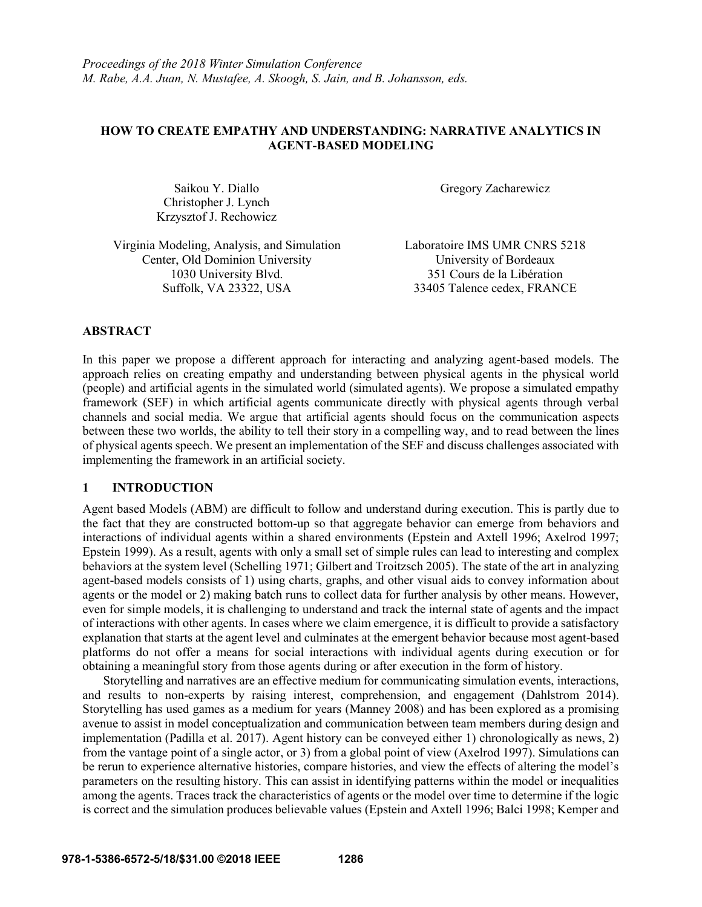*Proceedings of the 2018 Winter Simulation Conference*
*M. Rabe, A.A. Juan, N. Mustafee, A. Skoogh, S. Jain, and B. Johansson, eds.*

# HOW TO CREATE EMPATHY AND UNDERSTANDING: NARRATIVE ANALYTICS IN AGENT-BASED MODELING

Saikou Y. Diallo
Christopher J. Lynch
Krzysztof J. Rechowicz

Virginia Modeling, Analysis, and Simulation Center, Old Dominion University
1030 University Blvd.
Suffolk, VA 23322, USA

Gregory Zacharewicz

Laboratoire IMS UMR CNRS 5218
University of Bordeaux
351 Cours de la Libération
33405 Talence cedex, FRANCE

## ABSTRACT

In this paper we propose a different approach for interacting and analyzing agent-based models. The approach relies on creating empathy and understanding between physical agents in the physical world (people) and artificial agents in the simulated world (simulated agents). We propose a simulated empathy framework (SEF) in which artificial agents communicate directly with physical agents through verbal channels and social media. We argue that artificial agents should focus on the communication aspects between these two worlds, the ability to tell their story in a compelling way, and to read between the lines of physical agents speech. We present an implementation of the SEF and discuss challenges associated with implementing the framework in an artificial society.

## 1 INTRODUCTION

Agent based Models (ABM) are difficult to follow and understand during execution. This is partly due to the fact that they are constructed bottom-up so that aggregate behavior can emerge from behaviors and interactions of individual agents within a shared environments (Epstein and Axtell 1996; Axelrod 1997; Epstein 1999). As a result, agents with only a small set of simple rules can lead to interesting and complex behaviors at the system level (Schelling 1971; Gilbert and Troitzsch 2005). The state of the art in analyzing agent-based models consists of 1) using charts, graphs, and other visual aids to convey information about agents or the model or 2) making batch runs to collect data for further analysis by other means. However, even for simple models, it is challenging to understand and track the internal state of agents and the impact of interactions with other agents. In cases where we claim emergence, it is difficult to provide a satisfactory explanation that starts at the agent level and culminates at the emergent behavior because most agent-based platforms do not offer a means for social interactions with individual agents during execution or for obtaining a meaningful story from those agents during or after execution in the form of history.

Storytelling and narratives are an effective medium for communicating simulation events, interactions, and results to non-experts by raising interest, comprehension, and engagement (Dahlstrom 2014). Storytelling has used games as a medium for years (Manney 2008) and has been explored as a promising avenue to assist in model conceptualization and communication between team members during design and implementation (Padilla et al. 2017). Agent history can be conveyed either 1) chronologically as news, 2) from the vantage point of a single actor, or 3) from a global point of view (Axelrod 1997). Simulations can be rerun to experience alternative histories, compare histories, and view the effects of altering the model's parameters on the resulting history. This can assist in identifying patterns within the model or inequalities among the agents. Traces track the characteristics of agents or the model over time to determine if the logic is correct and the simulation produces believable values (Epstein and Axtell 1996; Balci 1998; Kemper and

978-1-5386-6572-5/18/$31.00 ©2018 IEEE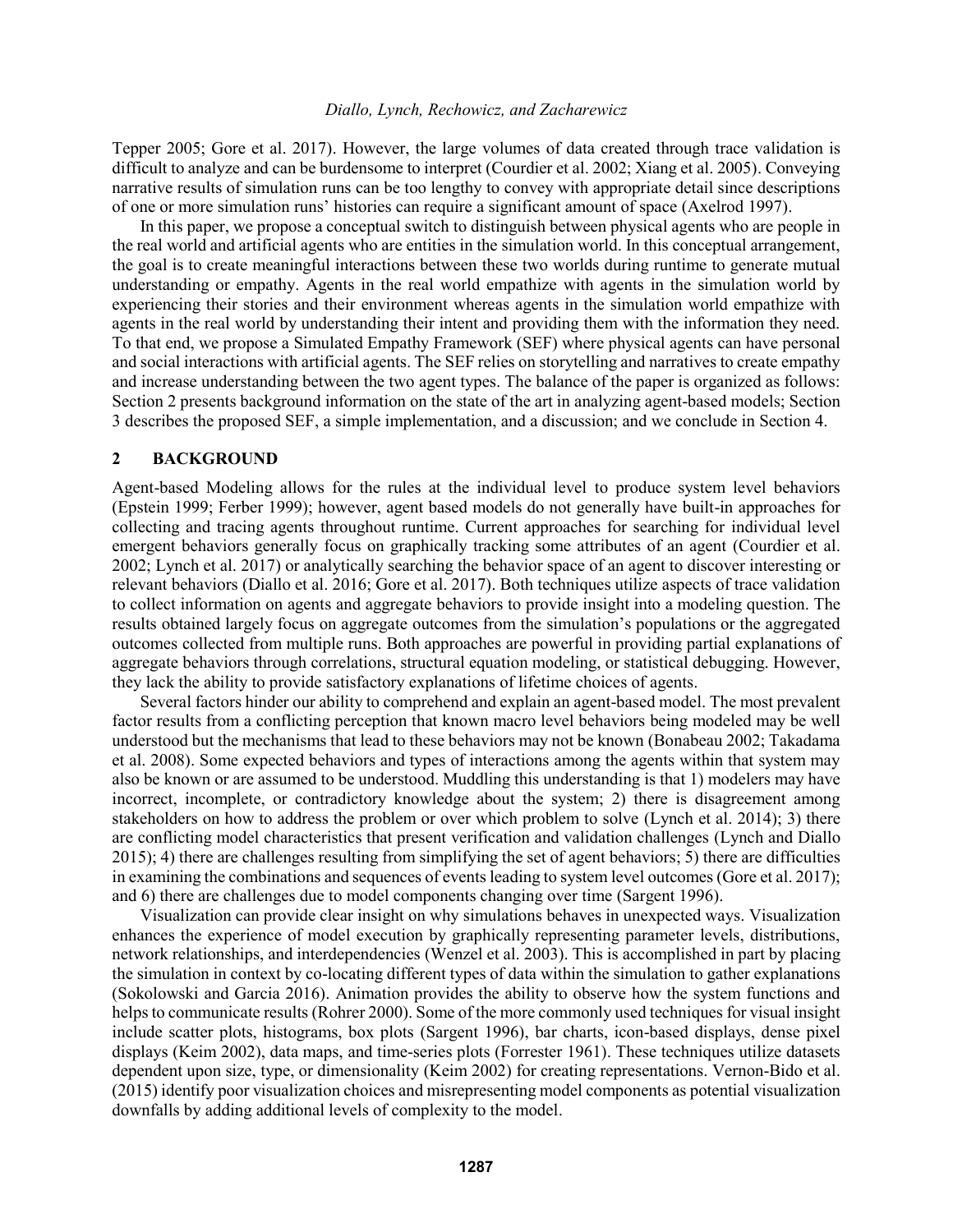Tepper 2005; Gore et al. 2017). However, the large volumes of data created through trace validation is difficult to analyze and can be burdensome to interpret (Courdier et al. 2002; Xiang et al. 2005). Conveying narrative results of simulation runs can be too lengthy to convey with appropriate detail since descriptions of one or more simulation runs' histories can require a significant amount of space (Axelrod 1997).

In this paper, we propose a conceptual switch to distinguish between physical agents who are people in the real world and artificial agents who are entities in the simulation world. In this conceptual arrangement, the goal is to create meaningful interactions between these two worlds during runtime to generate mutual understanding or empathy. Agents in the real world empathize with agents in the simulation world by experiencing their stories and their environment whereas agents in the simulation world empathize with agents in the real world by understanding their intent and providing them with the information they need. To that end, we propose a Simulated Empathy Framework (SEF) where physical agents can have personal and social interactions with artificial agents. The SEF relies on storytelling and narratives to create empathy and increase understanding between the two agent types. The balance of the paper is organized as follows: Section 2 presents background information on the state of the art in analyzing agent-based models; Section 3 describes the proposed SEF, a simple implementation, and a discussion; and we conclude in Section 4.

## 2 BACKGROUND

Agent-based Modeling allows for the rules at the individual level to produce system level behaviors (Epstein 1999; Ferber 1999); however, agent based models do not generally have built-in approaches for collecting and tracing agents throughout runtime. Current approaches for searching for individual level emergent behaviors generally focus on graphically tracking some attributes of an agent (Courdier et al. 2002; Lynch et al. 2017) or analytically searching the behavior space of an agent to discover interesting or relevant behaviors (Diallo et al. 2016; Gore et al. 2017). Both techniques utilize aspects of trace validation to collect information on agents and aggregate behaviors to provide insight into a modeling question. The results obtained largely focus on aggregate outcomes from the simulation's populations or the aggregated outcomes collected from multiple runs. Both approaches are powerful in providing partial explanations of aggregate behaviors through correlations, structural equation modeling, or statistical debugging. However, they lack the ability to provide satisfactory explanations of lifetime choices of agents.

Several factors hinder our ability to comprehend and explain an agent-based model. The most prevalent factor results from a conflicting perception that known macro level behaviors being modeled may be well understood but the mechanisms that lead to these behaviors may not be known (Bonabeau 2002; Takadama et al. 2008). Some expected behaviors and types of interactions among the agents within that system may also be known or are assumed to be understood. Muddling this understanding is that 1) modelers may have incorrect, incomplete, or contradictory knowledge about the system; 2) there is disagreement among stakeholders on how to address the problem or over which problem to solve (Lynch et al. 2014); 3) there are conflicting model characteristics that present verification and validation challenges (Lynch and Diallo 2015); 4) there are challenges resulting from simplifying the set of agent behaviors; 5) there are difficulties in examining the combinations and sequences of events leading to system level outcomes (Gore et al. 2017); and 6) there are challenges due to model components changing over time (Sargent 1996).

Visualization can provide clear insight on why simulations behaves in unexpected ways. Visualization enhances the experience of model execution by graphically representing parameter levels, distributions, network relationships, and interdependencies (Wenzel et al. 2003). This is accomplished in part by placing the simulation in context by co-locating different types of data within the simulation to gather explanations (Sokolowski and Garcia 2016). Animation provides the ability to observe how the system functions and helps to communicate results (Rohrer 2000). Some of the more commonly used techniques for visual insight include scatter plots, histograms, box plots (Sargent 1996), bar charts, icon-based displays, dense pixel displays (Keim 2002), data maps, and time-series plots (Forrester 1961). These techniques utilize datasets dependent upon size, type, or dimensionality (Keim 2002) for creating representations. Vernon-Bido et al. (2015) identify poor visualization choices and misrepresenting model components as potential visualization downfalls by adding additional levels of complexity to the model.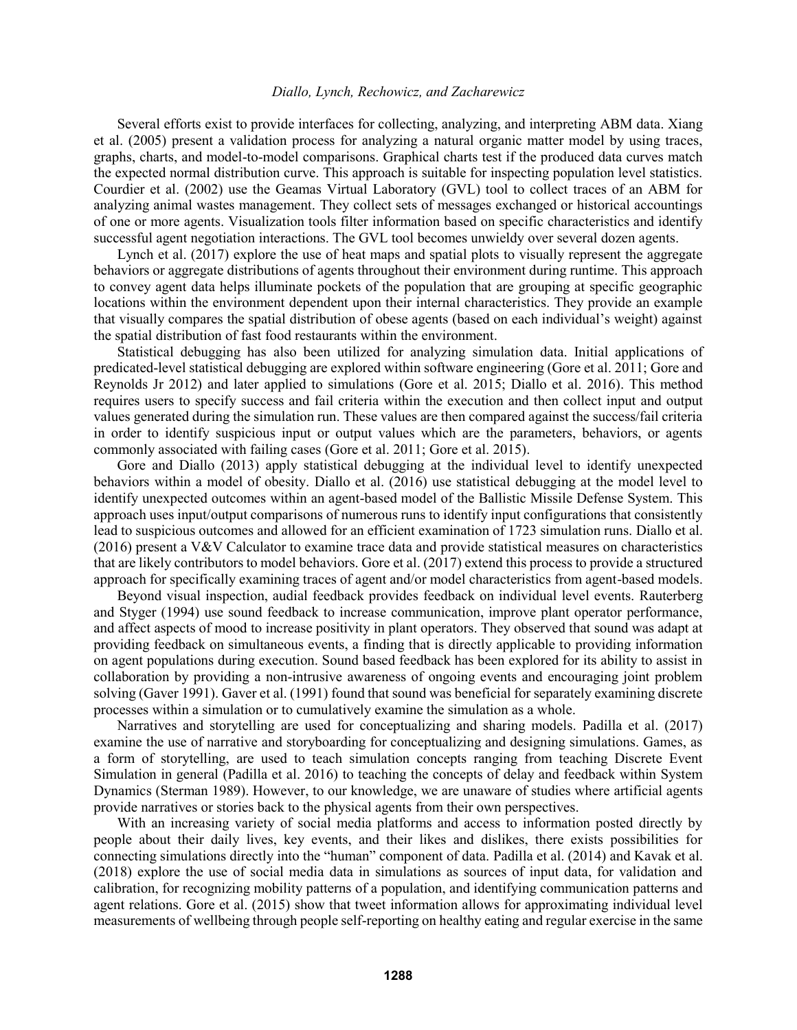Several efforts exist to provide interfaces for collecting, analyzing, and interpreting ABM data. Xiang et al. (2005) present a validation process for analyzing a natural organic matter model by using traces, graphs, charts, and model-to-model comparisons. Graphical charts test if the produced data curves match the expected normal distribution curve. This approach is suitable for inspecting population level statistics. Courdier et al. (2002) use the Geamas Virtual Laboratory (GVL) tool to collect traces of an ABM for analyzing animal wastes management. They collect sets of messages exchanged or historical accountings of one or more agents. Visualization tools filter information based on specific characteristics and identify successful agent negotiation interactions. The GVL tool becomes unwieldy over several dozen agents.

Lynch et al. (2017) explore the use of heat maps and spatial plots to visually represent the aggregate behaviors or aggregate distributions of agents throughout their environment during runtime. This approach to convey agent data helps illuminate pockets of the population that are grouping at specific geographic locations within the environment dependent upon their internal characteristics. They provide an example that visually compares the spatial distribution of obese agents (based on each individual's weight) against the spatial distribution of fast food restaurants within the environment.

Statistical debugging has also been utilized for analyzing simulation data. Initial applications of predicated-level statistical debugging are explored within software engineering (Gore et al. 2011; Gore and Reynolds Jr 2012) and later applied to simulations (Gore et al. 2015; Diallo et al. 2016). This method requires users to specify success and fail criteria within the execution and then collect input and output values generated during the simulation run. These values are then compared against the success/fail criteria in order to identify suspicious input or output values which are the parameters, behaviors, or agents commonly associated with failing cases (Gore et al. 2011; Gore et al. 2015).

Gore and Diallo (2013) apply statistical debugging at the individual level to identify unexpected behaviors within a model of obesity. Diallo et al. (2016) use statistical debugging at the model level to identify unexpected outcomes within an agent-based model of the Ballistic Missile Defense System. This approach uses input/output comparisons of numerous runs to identify input configurations that consistently lead to suspicious outcomes and allowed for an efficient examination of 1723 simulation runs. Diallo et al. (2016) present a V&V Calculator to examine trace data and provide statistical measures on characteristics that are likely contributors to model behaviors. Gore et al. (2017) extend this process to provide a structured approach for specifically examining traces of agent and/or model characteristics from agent-based models.

Beyond visual inspection, audial feedback provides feedback on individual level events. Rauterberg and Styger (1994) use sound feedback to increase communication, improve plant operator performance, and affect aspects of mood to increase positivity in plant operators. They observed that sound was adapt at providing feedback on simultaneous events, a finding that is directly applicable to providing information on agent populations during execution. Sound based feedback has been explored for its ability to assist in collaboration by providing a non-intrusive awareness of ongoing events and encouraging joint problem solving (Gaver 1991). Gaver et al. (1991) found that sound was beneficial for separately examining discrete processes within a simulation or to cumulatively examine the simulation as a whole.

Narratives and storytelling are used for conceptualizing and sharing models. Padilla et al. (2017) examine the use of narrative and storyboarding for conceptualizing and designing simulations. Games, as a form of storytelling, are used to teach simulation concepts ranging from teaching Discrete Event Simulation in general (Padilla et al. 2016) to teaching the concepts of delay and feedback within System Dynamics (Sterman 1989). However, to our knowledge, we are unaware of studies where artificial agents provide narratives or stories back to the physical agents from their own perspectives.

With an increasing variety of social media platforms and access to information posted directly by people about their daily lives, key events, and their likes and dislikes, there exists possibilities for connecting simulations directly into the "human" component of data. Padilla et al. (2014) and Kavak et al. (2018) explore the use of social media data in simulations as sources of input data, for validation and calibration, for recognizing mobility patterns of a population, and identifying communication patterns and agent relations. Gore et al. (2015) show that tweet information allows for approximating individual level measurements of wellbeing through people self-reporting on healthy eating and regular exercise in the same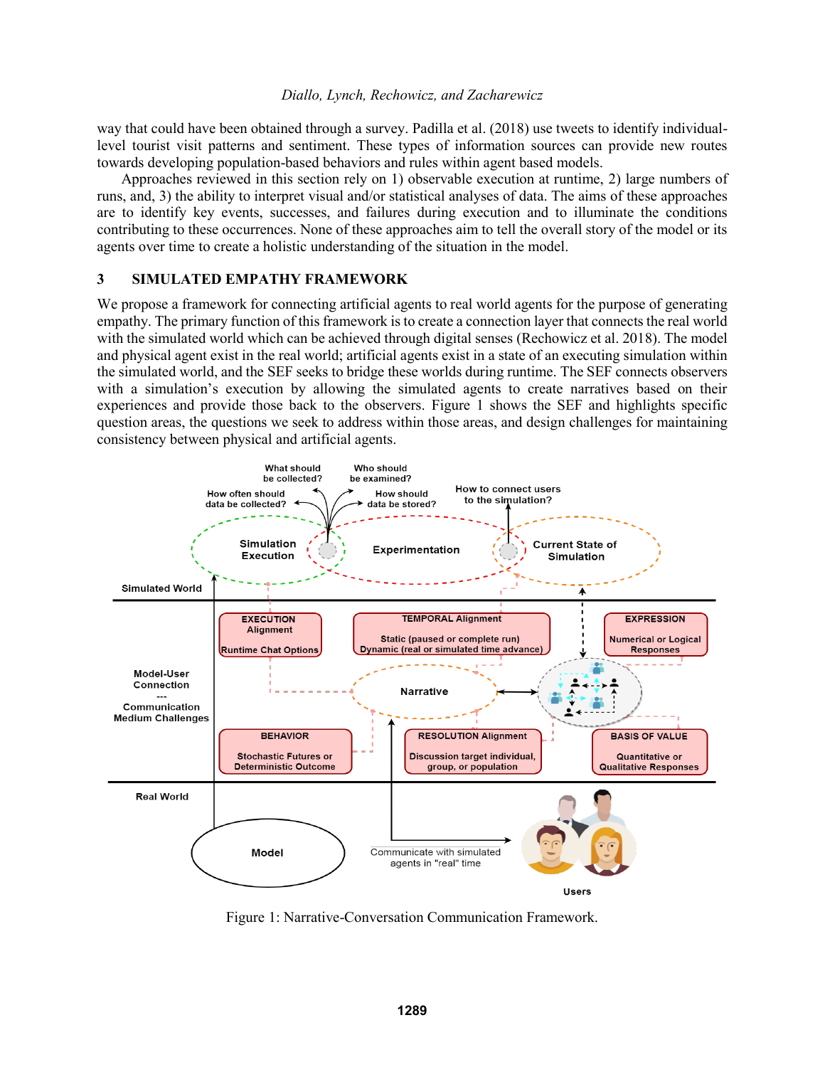way that could have been obtained through a survey. Padilla et al. (2018) use tweets to identify individual-level tourist visit patterns and sentiment. These types of information sources can provide new routes towards developing population-based behaviors and rules within agent based models.

Approaches reviewed in this section rely on 1) observable execution at runtime, 2) large numbers of runs, and, 3) the ability to interpret visual and/or statistical analyses of data. The aims of these approaches are to identify key events, successes, and failures during execution and to illuminate the conditions contributing to these occurrences. None of these approaches aim to tell the overall story of the model or its agents over time to create a holistic understanding of the situation in the model.

## 3 SIMULATED EMPATHY FRAMEWORK

We propose a framework for connecting artificial agents to real world agents for the purpose of generating empathy. The primary function of this framework is to create a connection layer that connects the real world with the simulated world which can be achieved through digital senses (Rechowicz et al. 2018). The model and physical agent exist in the real world; artificial agents exist in a state of an executing simulation within the simulated world, and the SEF seeks to bridge these worlds during runtime. The SEF connects observers with a simulation's execution by allowing the simulated agents to create narratives based on their experiences and provide those back to the observers. Figure 1 shows the SEF and highlights specific question areas, the questions we seek to address within those areas, and design challenges for maintaining consistency between physical and artificial agents.

Figure 1: Narrative-Conversation Communication Framework.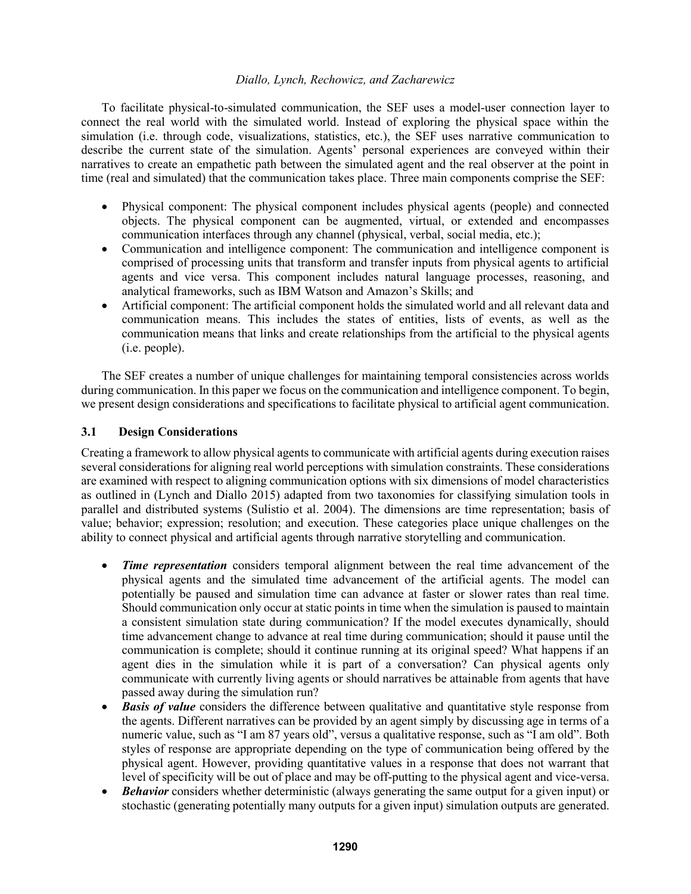To facilitate physical-to-simulated communication, the SEF uses a model-user connection layer to connect the real world with the simulated world. Instead of exploring the physical space within the simulation (i.e. through code, visualizations, statistics, etc.), the SEF uses narrative communication to describe the current state of the simulation. Agents' personal experiences are conveyed within their narratives to create an empathetic path between the simulated agent and the real observer at the point in time (real and simulated) that the communication takes place. Three main components comprise the SEF:

- Physical component: The physical component includes physical agents (people) and connected objects. The physical component can be augmented, virtual, or extended and encompasses communication interfaces through any channel (physical, verbal, social media, etc.);
- Communication and intelligence component: The communication and intelligence component is comprised of processing units that transform and transfer inputs from physical agents to artificial agents and vice versa. This component includes natural language processes, reasoning, and analytical frameworks, such as IBM Watson and Amazon's Skills; and
- Artificial component: The artificial component holds the simulated world and all relevant data and communication means. This includes the states of entities, lists of events, as well as the communication means that links and create relationships from the artificial to the physical agents (i.e. people).

The SEF creates a number of unique challenges for maintaining temporal consistencies across worlds during communication. In this paper we focus on the communication and intelligence component. To begin, we present design considerations and specifications to facilitate physical to artificial agent communication.

### 3.1 Design Considerations

Creating a framework to allow physical agents to communicate with artificial agents during execution raises several considerations for aligning real world perceptions with simulation constraints. These considerations are examined with respect to aligning communication options with six dimensions of model characteristics as outlined in (Lynch and Diallo 2015) adapted from two taxonomies for classifying simulation tools in parallel and distributed systems (Sulistio et al. 2004). The dimensions are time representation; basis of value; behavior; expression; resolution; and execution. These categories place unique challenges on the ability to connect physical and artificial agents through narrative storytelling and communication.

- ***Time representation*** considers temporal alignment between the real time advancement of the physical agents and the simulated time advancement of the artificial agents. The model can potentially be paused and simulation time can advance at faster or slower rates than real time. Should communication only occur at static points in time when the simulation is paused to maintain a consistent simulation state during communication? If the model executes dynamically, should time advancement change to advance at real time during communication; should it pause until the communication is complete; should it continue running at its original speed? What happens if an agent dies in the simulation while it is part of a conversation? Can physical agents only communicate with currently living agents or should narratives be attainable from agents that have passed away during the simulation run?
- ***Basis of value*** considers the difference between qualitative and quantitative style response from the agents. Different narratives can be provided by an agent simply by discussing age in terms of a numeric value, such as "I am 87 years old", versus a qualitative response, such as "I am old". Both styles of response are appropriate depending on the type of communication being offered by the physical agent. However, providing quantitative values in a response that does not warrant that level of specificity will be out of place and may be off-putting to the physical agent and vice-versa.
- ***Behavior*** considers whether deterministic (always generating the same output for a given input) or stochastic (generating potentially many outputs for a given input) simulation outputs are generated.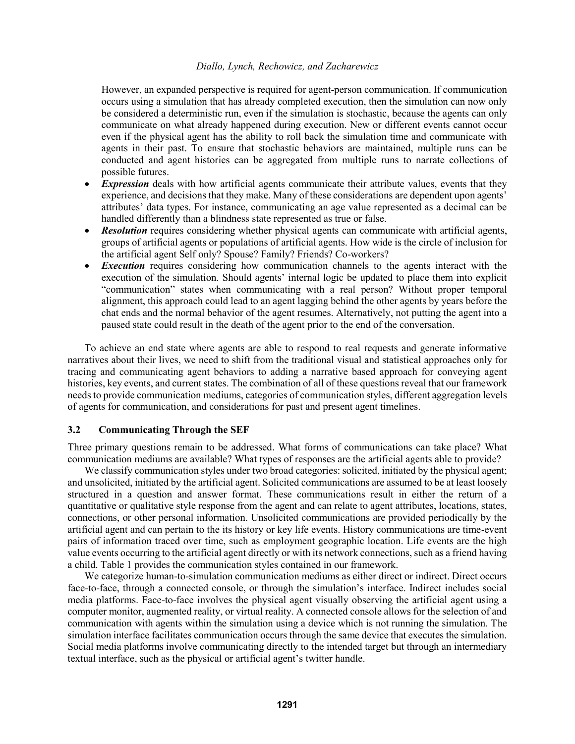However, an expanded perspective is required for agent-person communication. If communication occurs using a simulation that has already completed execution, then the simulation can now only be considered a deterministic run, even if the simulation is stochastic, because the agents can only communicate on what already happened during execution. New or different events cannot occur even if the physical agent has the ability to roll back the simulation time and communicate with agents in their past. To ensure that stochastic behaviors are maintained, multiple runs can be conducted and agent histories can be aggregated from multiple runs to narrate collections of possible futures.

- ***Expression*** deals with how artificial agents communicate their attribute values, events that they experience, and decisions that they make. Many of these considerations are dependent upon agents' attributes' data types. For instance, communicating an age value represented as a decimal can be handled differently than a blindness state represented as true or false.
- ***Resolution*** requires considering whether physical agents can communicate with artificial agents, groups of artificial agents or populations of artificial agents. How wide is the circle of inclusion for the artificial agent Self only? Spouse? Family? Friends? Co-workers?
- ***Execution*** requires considering how communication channels to the agents interact with the execution of the simulation. Should agents' internal logic be updated to place them into explicit "communication" states when communicating with a real person? Without proper temporal alignment, this approach could lead to an agent lagging behind the other agents by years before the chat ends and the normal behavior of the agent resumes. Alternatively, not putting the agent into a paused state could result in the death of the agent prior to the end of the conversation.

To achieve an end state where agents are able to respond to real requests and generate informative narratives about their lives, we need to shift from the traditional visual and statistical approaches only for tracing and communicating agent behaviors to adding a narrative based approach for conveying agent histories, key events, and current states. The combination of all of these questions reveal that our framework needs to provide communication mediums, categories of communication styles, different aggregation levels of agents for communication, and considerations for past and present agent timelines.

### 3.2 Communicating Through the SEF

Three primary questions remain to be addressed. What forms of communications can take place? What communication mediums are available? What types of responses are the artificial agents able to provide?

We classify communication styles under two broad categories: solicited, initiated by the physical agent; and unsolicited, initiated by the artificial agent. Solicited communications are assumed to be at least loosely structured in a question and answer format. These communications result in either the return of a quantitative or qualitative style response from the agent and can relate to agent attributes, locations, states, connections, or other personal information. Unsolicited communications are provided periodically by the artificial agent and can pertain to the its history or key life events. History communications are time-event pairs of information traced over time, such as employment geographic location. Life events are the high value events occurring to the artificial agent directly or with its network connections, such as a friend having a child. Table 1 provides the communication styles contained in our framework.

We categorize human-to-simulation communication mediums as either direct or indirect. Direct occurs face-to-face, through a connected console, or through the simulation's interface. Indirect includes social media platforms. Face-to-face involves the physical agent visually observing the artificial agent using a computer monitor, augmented reality, or virtual reality. A connected console allows for the selection of and communication with agents within the simulation using a device which is not running the simulation. The simulation interface facilitates communication occurs through the same device that executes the simulation. Social media platforms involve communicating directly to the intended target but through an intermediary textual interface, such as the physical or artificial agent's twitter handle.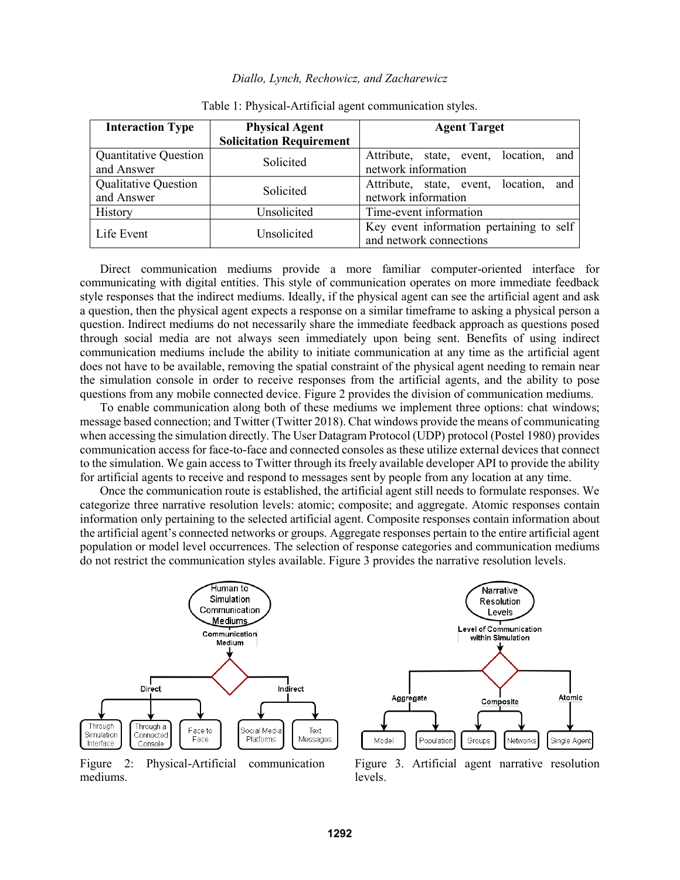Table 1: Physical-Artificial agent communication styles.

| Interaction Type | Physical Agent Solicitation Requirement | Agent Target |
|---|---|---|
| Quantitative Question and Answer | Solicited | Attribute, state, event, location, and network information |
| Qualitative Question and Answer | Solicited | Attribute, state, event, location, and network information |
| History | Unsolicited | Time-event information |
| Life Event | Unsolicited | Key event information pertaining to self and network connections |

Direct communication mediums provide a more familiar computer-oriented interface for communicating with digital entities. This style of communication operates on more immediate feedback style responses that the indirect mediums. Ideally, if the physical agent can see the artificial agent and ask a question, then the physical agent expects a response on a similar timeframe to asking a physical person a question. Indirect mediums do not necessarily share the immediate feedback approach as questions posed through social media are not always seen immediately upon being sent. Benefits of using indirect communication mediums include the ability to initiate communication at any time as the artificial agent does not have to be available, removing the spatial constraint of the physical agent needing to remain near the simulation console in order to receive responses from the artificial agents, and the ability to pose questions from any mobile connected device. Figure 2 provides the division of communication mediums.

To enable communication along both of these mediums we implement three options: chat windows; message based connection; and Twitter (Twitter 2018). Chat windows provide the means of communicating when accessing the simulation directly. The User Datagram Protocol (UDP) protocol (Postel 1980) provides communication access for face-to-face and connected consoles as these utilize external devices that connect to the simulation. We gain access to Twitter through its freely available developer API to provide the ability for artificial agents to receive and respond to messages sent by people from any location at any time.

Once the communication route is established, the artificial agent still needs to formulate responses. We categorize three narrative resolution levels: atomic; composite; and aggregate. Atomic responses contain information only pertaining to the selected artificial agent. Composite responses contain information about the artificial agent's connected networks or groups. Aggregate responses pertain to the entire artificial agent population or model level occurrences. The selection of response categories and communication mediums do not restrict the communication styles available. Figure 3 provides the narrative resolution levels.

Figure 2: Physical-Artificial communication mediums.

Figure 3. Artificial agent narrative resolution levels.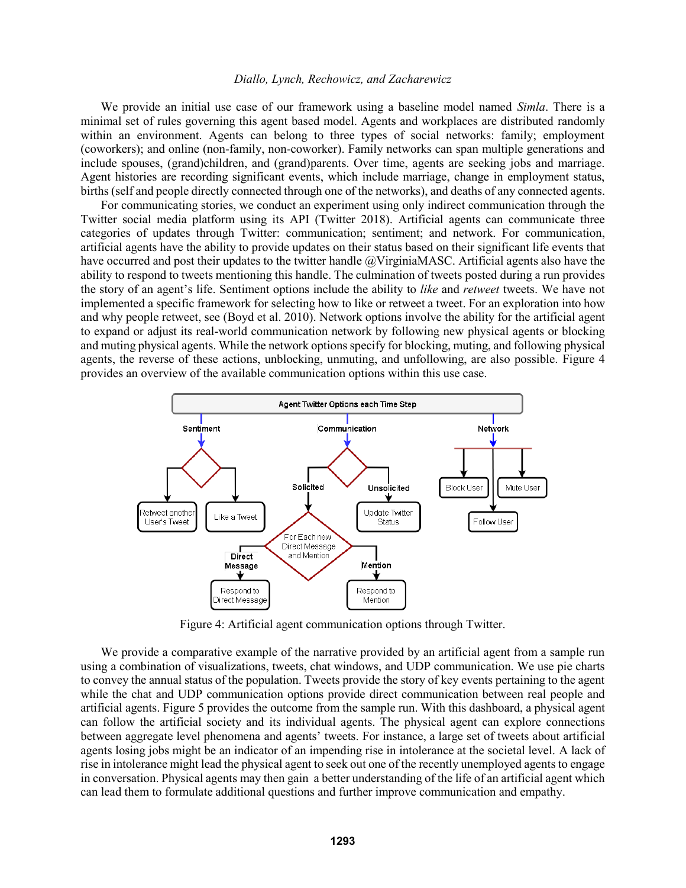We provide an initial use case of our framework using a baseline model named *Simla*. There is a minimal set of rules governing this agent based model. Agents and workplaces are distributed randomly within an environment. Agents can belong to three types of social networks: family; employment (coworkers); and online (non-family, non-coworker). Family networks can span multiple generations and include spouses, (grand)children, and (grand)parents. Over time, agents are seeking jobs and marriage. Agent histories are recording significant events, which include marriage, change in employment status, births (self and people directly connected through one of the networks), and deaths of any connected agents.

For communicating stories, we conduct an experiment using only indirect communication through the Twitter social media platform using its API (Twitter 2018). Artificial agents can communicate three categories of updates through Twitter: communication; sentiment; and network. For communication, artificial agents have the ability to provide updates on their status based on their significant life events that have occurred and post their updates to the twitter handle @VirginiaMASC. Artificial agents also have the ability to respond to tweets mentioning this handle. The culmination of tweets posted during a run provides the story of an agent's life. Sentiment options include the ability to *like* and *retweet* tweets. We have not implemented a specific framework for selecting how to like or retweet a tweet. For an exploration into how and why people retweet, see (Boyd et al. 2010). Network options involve the ability for the artificial agent to expand or adjust its real-world communication network by following new physical agents or blocking and muting physical agents. While the network options specify for blocking, muting, and following physical agents, the reverse of these actions, unblocking, unmuting, and unfollowing, are also possible. Figure 4 provides an overview of the available communication options within this use case.

Figure 4: Artificial agent communication options through Twitter.

We provide a comparative example of the narrative provided by an artificial agent from a sample run using a combination of visualizations, tweets, chat windows, and UDP communication. We use pie charts to convey the annual status of the population. Tweets provide the story of key events pertaining to the agent while the chat and UDP communication options provide direct communication between real people and artificial agents. Figure 5 provides the outcome from the sample run. With this dashboard, a physical agent can follow the artificial society and its individual agents. The physical agent can explore connections between aggregate level phenomena and agents' tweets. For instance, a large set of tweets about artificial agents losing jobs might be an indicator of an impending rise in intolerance at the societal level. A lack of rise in intolerance might lead the physical agent to seek out one of the recently unemployed agents to engage in conversation. Physical agents may then gain a better understanding of the life of an artificial agent which can lead them to formulate additional questions and further improve communication and empathy.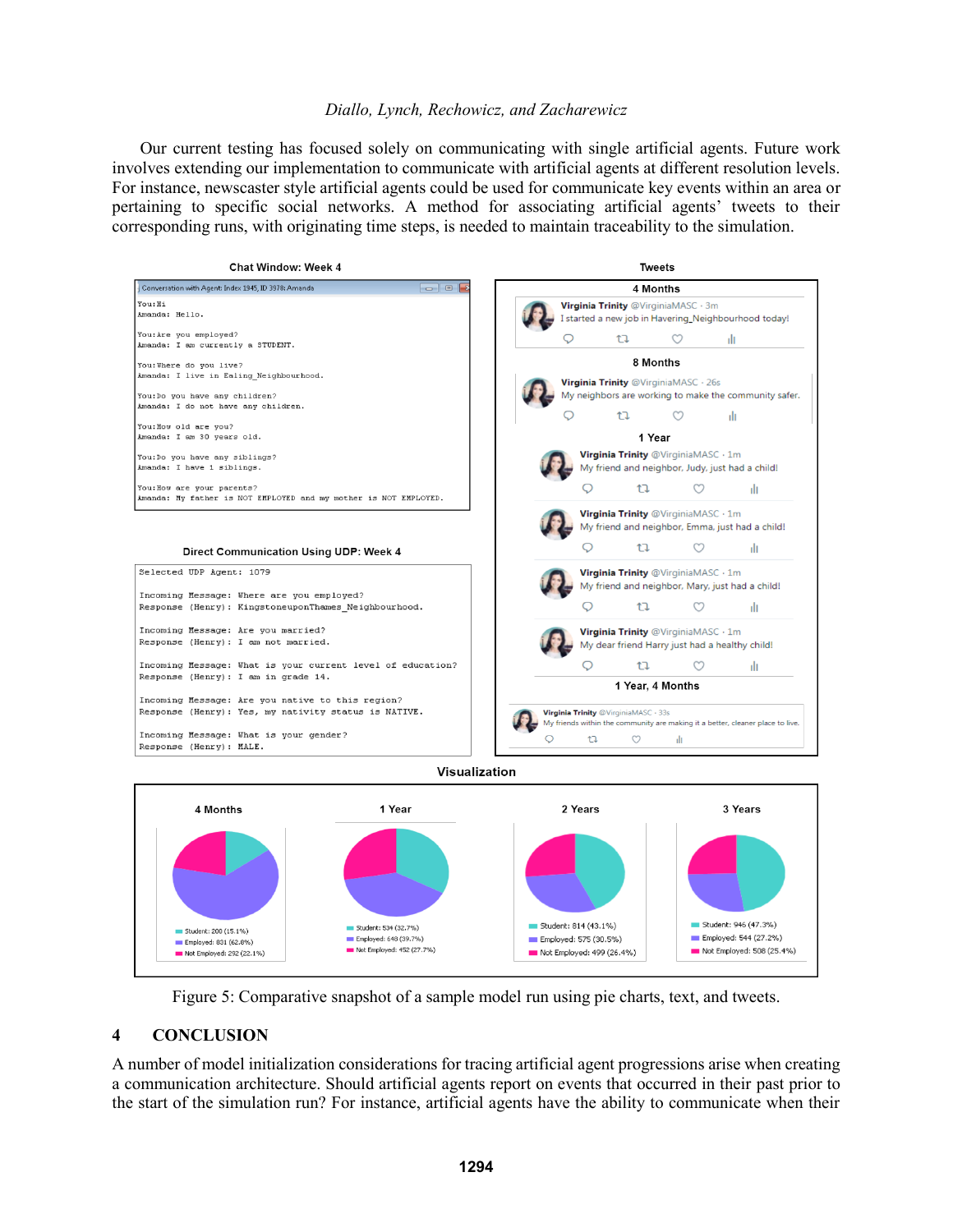Our current testing has focused solely on communicating with single artificial agents. Future work involves extending our implementation to communicate with artificial agents at different resolution levels. For instance, newscaster style artificial agents could be used for communicate key events within an area or pertaining to specific social networks. A method for associating artificial agents' tweets to their corresponding runs, with originating time steps, is needed to maintain traceability to the simulation.

Figure 5: Comparative snapshot of a sample model run using pie charts, text, and tweets.

## 4 CONCLUSION

A number of model initialization considerations for tracing artificial agent progressions arise when creating a communication architecture. Should artificial agents report on events that occurred in their past prior to the start of the simulation run? For instance, artificial agents have the ability to communicate when their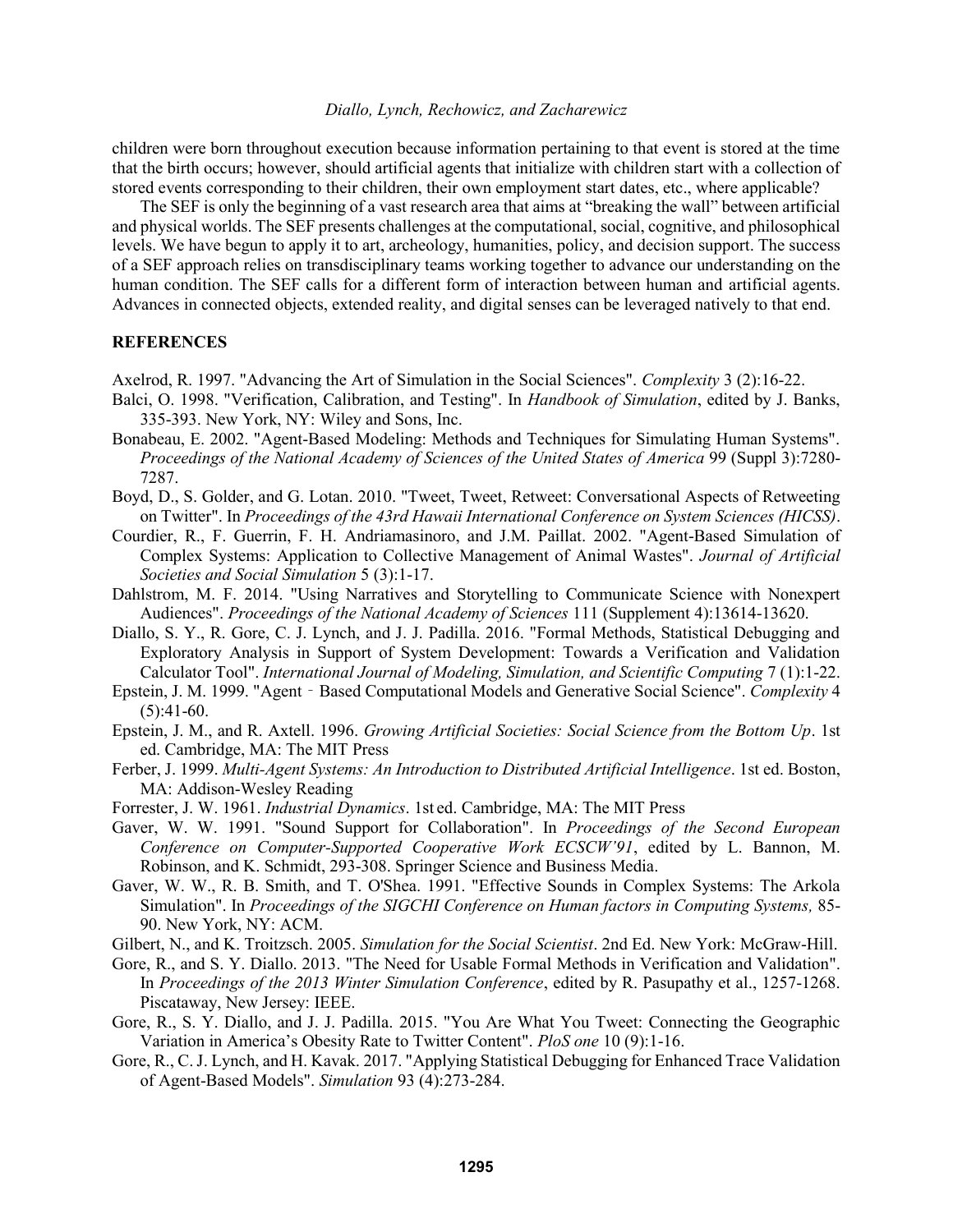children were born throughout execution because information pertaining to that event is stored at the time that the birth occurs; however, should artificial agents that initialize with children start with a collection of stored events corresponding to their children, their own employment start dates, etc., where applicable?

The SEF is only the beginning of a vast research area that aims at "breaking the wall" between artificial and physical worlds. The SEF presents challenges at the computational, social, cognitive, and philosophical levels. We have begun to apply it to art, archeology, humanities, policy, and decision support. The success of a SEF approach relies on transdisciplinary teams working together to advance our understanding on the human condition. The SEF calls for a different form of interaction between human and artificial agents. Advances in connected objects, extended reality, and digital senses can be leveraged natively to that end.

## REFERENCES

Axelrod, R. 1997. "Advancing the Art of Simulation in the Social Sciences". *Complexity* 3 (2):16-22.

Balci, O. 1998. "Verification, Calibration, and Testing". In *Handbook of Simulation*, edited by J. Banks, 335-393. New York, NY: Wiley and Sons, Inc.

Bonabeau, E. 2002. "Agent-Based Modeling: Methods and Techniques for Simulating Human Systems". *Proceedings of the National Academy of Sciences of the United States of America* 99 (Suppl 3):7280-7287.

Boyd, D., S. Golder, and G. Lotan. 2010. "Tweet, Tweet, Retweet: Conversational Aspects of Retweeting on Twitter". In *Proceedings of the 43rd Hawaii International Conference on System Sciences (HICSS)*.

Courdier, R., F. Guerrin, F. H. Andriamasinoro, and J.M. Paillat. 2002. "Agent-Based Simulation of Complex Systems: Application to Collective Management of Animal Wastes". *Journal of Artificial Societies and Social Simulation* 5 (3):1-17.

Dahlstrom, M. F. 2014. "Using Narratives and Storytelling to Communicate Science with Nonexpert Audiences". *Proceedings of the National Academy of Sciences* 111 (Supplement 4):13614-13620.

Diallo, S. Y., R. Gore, C. J. Lynch, and J. J. Padilla. 2016. "Formal Methods, Statistical Debugging and Exploratory Analysis in Support of System Development: Towards a Verification and Validation Calculator Tool". *International Journal of Modeling, Simulation, and Scientific Computing* 7 (1):1-22.

Epstein, J. M. 1999. "Agent‐Based Computational Models and Generative Social Science". *Complexity* 4 (5):41-60.

Epstein, J. M., and R. Axtell. 1996. *Growing Artificial Societies: Social Science from the Bottom Up*. 1st ed. Cambridge, MA: The MIT Press

Ferber, J. 1999. *Multi-Agent Systems: An Introduction to Distributed Artificial Intelligence*. 1st ed. Boston, MA: Addison-Wesley Reading

Forrester, J. W. 1961. *Industrial Dynamics*. 1st ed. Cambridge, MA: The MIT Press

Gaver, W. W. 1991. "Sound Support for Collaboration". In *Proceedings of the Second European Conference on Computer-Supported Cooperative Work ECSCW'91*, edited by L. Bannon, M. Robinson, and K. Schmidt, 293-308. Springer Science and Business Media.

Gaver, W. W., R. B. Smith, and T. O'Shea. 1991. "Effective Sounds in Complex Systems: The Arkola Simulation". In *Proceedings of the SIGCHI Conference on Human factors in Computing Systems,* 85-90. New York, NY: ACM.

Gilbert, N., and K. Troitzsch. 2005. *Simulation for the Social Scientist*. 2nd Ed. New York: McGraw-Hill.

Gore, R., and S. Y. Diallo. 2013. "The Need for Usable Formal Methods in Verification and Validation". In *Proceedings of the 2013 Winter Simulation Conference*, edited by R. Pasupathy et al., 1257-1268. Piscataway, New Jersey: IEEE.

Gore, R., S. Y. Diallo, and J. J. Padilla. 2015. "You Are What You Tweet: Connecting the Geographic Variation in America's Obesity Rate to Twitter Content". *PloS one* 10 (9):1-16.

Gore, R., C. J. Lynch, and H. Kavak. 2017. "Applying Statistical Debugging for Enhanced Trace Validation of Agent-Based Models". *Simulation* 93 (4):273-284.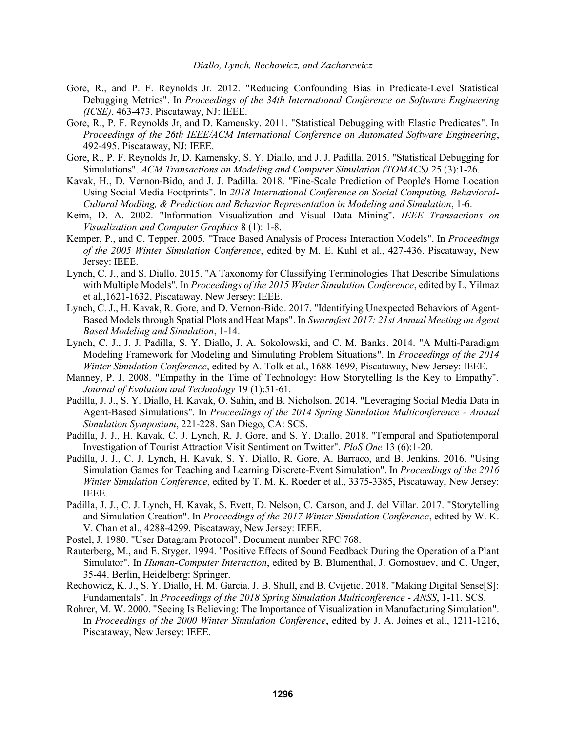Gore, R., and P. F. Reynolds Jr. 2012. "Reducing Confounding Bias in Predicate-Level Statistical Debugging Metrics". In *Proceedings of the 34th International Conference on Software Engineering (ICSE)*, 463-473. Piscataway, NJ: IEEE.

Gore, R., P. F. Reynolds Jr, and D. Kamensky. 2011. "Statistical Debugging with Elastic Predicates". In *Proceedings of the 26th IEEE/ACM International Conference on Automated Software Engineering*, 492-495. Piscataway, NJ: IEEE.

Gore, R., P. F. Reynolds Jr, D. Kamensky, S. Y. Diallo, and J. J. Padilla. 2015. "Statistical Debugging for Simulations". *ACM Transactions on Modeling and Computer Simulation (TOMACS)* 25 (3):1-26.

Kavak, H., D. Vernon-Bido, and J. J. Padilla. 2018. "Fine-Scale Prediction of People's Home Location Using Social Media Footprints". In *2018 International Conference on Social Computing, Behavioral-Cultural Modling, & Prediction and Behavior Representation in Modeling and Simulation*, 1-6.

Keim, D. A. 2002. "Information Visualization and Visual Data Mining". *IEEE Transactions on Visualization and Computer Graphics* 8 (1): 1-8.

Kemper, P., and C. Tepper. 2005. "Trace Based Analysis of Process Interaction Models". In *Proceedings of the 2005 Winter Simulation Conference*, edited by M. E. Kuhl et al., 427-436. Piscataway, New Jersey: IEEE.

Lynch, C. J., and S. Diallo. 2015. "A Taxonomy for Classifying Terminologies That Describe Simulations with Multiple Models". In *Proceedings of the 2015 Winter Simulation Conference*, edited by L. Yilmaz et al.,1621-1632, Piscataway, New Jersey: IEEE.

Lynch, C. J., H. Kavak, R. Gore, and D. Vernon-Bido. 2017. "Identifying Unexpected Behaviors of Agent-Based Models through Spatial Plots and Heat Maps". In *Swarmfest 2017: 21st Annual Meeting on Agent Based Modeling and Simulation*, 1-14.

Lynch, C. J., J. J. Padilla, S. Y. Diallo, J. A. Sokolowski, and C. M. Banks. 2014. "A Multi-Paradigm Modeling Framework for Modeling and Simulating Problem Situations". In *Proceedings of the 2014 Winter Simulation Conference*, edited by A. Tolk et al., 1688-1699, Piscataway, New Jersey: IEEE.

Manney, P. J. 2008. "Empathy in the Time of Technology: How Storytelling Is the Key to Empathy". *Journal of Evolution and Technology* 19 (1):51-61.

Padilla, J. J., S. Y. Diallo, H. Kavak, O. Sahin, and B. Nicholson. 2014. "Leveraging Social Media Data in Agent-Based Simulations". In *Proceedings of the 2014 Spring Simulation Multiconference - Annual Simulation Symposium*, 221-228. San Diego, CA: SCS.

Padilla, J. J., H. Kavak, C. J. Lynch, R. J. Gore, and S. Y. Diallo. 2018. "Temporal and Spatiotemporal Investigation of Tourist Attraction Visit Sentiment on Twitter". *PloS One* 13 (6):1-20.

Padilla, J. J., C. J. Lynch, H. Kavak, S. Y. Diallo, R. Gore, A. Barraco, and B. Jenkins. 2016. "Using Simulation Games for Teaching and Learning Discrete-Event Simulation". In *Proceedings of the 2016 Winter Simulation Conference*, edited by T. M. K. Roeder et al., 3375-3385, Piscataway, New Jersey: IEEE.

Padilla, J. J., C. J. Lynch, H. Kavak, S. Evett, D. Nelson, C. Carson, and J. del Villar. 2017. "Storytelling and Simulation Creation". In *Proceedings of the 2017 Winter Simulation Conference*, edited by W. K. V. Chan et al., 4288-4299. Piscataway, New Jersey: IEEE.

Postel, J. 1980. "User Datagram Protocol". Document number RFC 768.

Rauterberg, M., and E. Styger. 1994. "Positive Effects of Sound Feedback During the Operation of a Plant Simulator". In *Human-Computer Interaction*, edited by B. Blumenthal, J. Gornostaev, and C. Unger, 35-44. Berlin, Heidelberg: Springer.

Rechowicz, K. J., S. Y. Diallo, H. M. Garcia, J. B. Shull, and B. Cvijetic. 2018. "Making Digital Sense[S]: Fundamentals". In *Proceedings of the 2018 Spring Simulation Multiconference - ANSS*, 1-11. SCS.

Rohrer, M. W. 2000. "Seeing Is Believing: The Importance of Visualization in Manufacturing Simulation". In *Proceedings of the 2000 Winter Simulation Conference*, edited by J. A. Joines et al., 1211-1216, Piscataway, New Jersey: IEEE.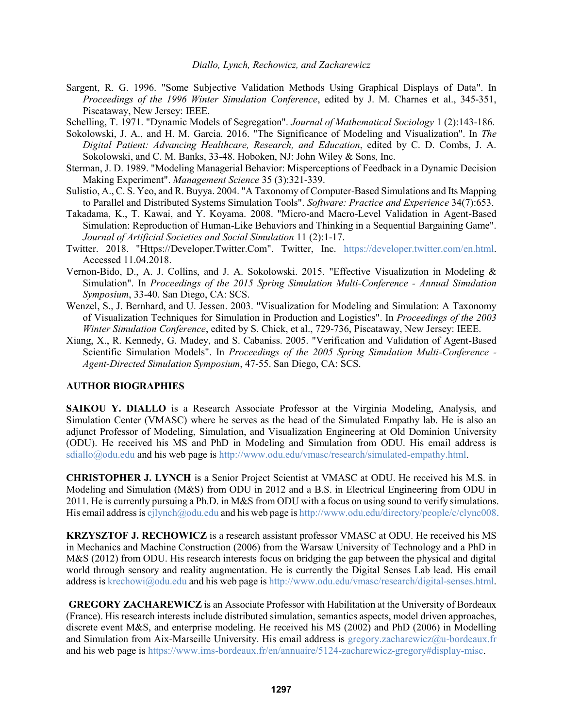Sargent, R. G. 1996. "Some Subjective Validation Methods Using Graphical Displays of Data". In *Proceedings of the 1996 Winter Simulation Conference*, edited by J. M. Charnes et al., 345-351, Piscataway, New Jersey: IEEE.

Schelling, T. 1971. "Dynamic Models of Segregation". *Journal of Mathematical Sociology* 1 (2):143-186.

Sokolowski, J. A., and H. M. Garcia. 2016. "The Significance of Modeling and Visualization". In *The Digital Patient: Advancing Healthcare, Research, and Education*, edited by C. D. Combs, J. A. Sokolowski, and C. M. Banks, 33-48. Hoboken, NJ: John Wiley & Sons, Inc.

Sterman, J. D. 1989. "Modeling Managerial Behavior: Misperceptions of Feedback in a Dynamic Decision Making Experiment". *Management Science* 35 (3):321-339.

Sulistio, A., C. S. Yeo, and R. Buyya. 2004. "A Taxonomy of Computer-Based Simulations and Its Mapping to Parallel and Distributed Systems Simulation Tools". *Software: Practice and Experience* 34(7):653.

Takadama, K., T. Kawai, and Y. Koyama. 2008. "Micro-and Macro-Level Validation in Agent-Based Simulation: Reproduction of Human-Like Behaviors and Thinking in a Sequential Bargaining Game". *Journal of Artificial Societies and Social Simulation* 11 (2):1-17.

Twitter. 2018. "Https://Developer.Twitter.Com". Twitter, Inc. https://developer.twitter.com/en.html. Accessed 11.04.2018.

Vernon-Bido, D., A. J. Collins, and J. A. Sokolowski. 2015. "Effective Visualization in Modeling & Simulation". In *Proceedings of the 2015 Spring Simulation Multi-Conference - Annual Simulation Symposium*, 33-40. San Diego, CA: SCS.

Wenzel, S., J. Bernhard, and U. Jessen. 2003. "Visualization for Modeling and Simulation: A Taxonomy of Visualization Techniques for Simulation in Production and Logistics". In *Proceedings of the 2003 Winter Simulation Conference*, edited by S. Chick, et al., 729-736, Piscataway, New Jersey: IEEE.

Xiang, X., R. Kennedy, G. Madey, and S. Cabaniss. 2005. "Verification and Validation of Agent-Based Scientific Simulation Models". In *Proceedings of the 2005 Spring Simulation Multi-Conference - Agent-Directed Simulation Symposium*, 47-55. San Diego, CA: SCS.

## AUTHOR BIOGRAPHIES

**SAIKOU Y. DIALLO** is a Research Associate Professor at the Virginia Modeling, Analysis, and Simulation Center (VMASC) where he serves as the head of the Simulated Empathy lab. He is also an adjunct Professor of Modeling, Simulation, and Visualization Engineering at Old Dominion University (ODU). He received his MS and PhD in Modeling and Simulation from ODU. His email address is sdiallo@odu.edu and his web page is http://www.odu.edu/vmasc/research/simulated-empathy.html.

**CHRISTOPHER J. LYNCH** is a Senior Project Scientist at VMASC at ODU. He received his M.S. in Modeling and Simulation (M&S) from ODU in 2012 and a B.S. in Electrical Engineering from ODU in 2011. He is currently pursuing a Ph.D. in M&S from ODU with a focus on using sound to verify simulations. His email address is cjlynch@odu.edu and his web page is http://www.odu.edu/directory/people/c/clync008.

**KRZYSZTOF J. RECHOWICZ** is a research assistant professor VMASC at ODU. He received his MS in Mechanics and Machine Construction (2006) from the Warsaw University of Technology and a PhD in M&S (2012) from ODU. His research interests focus on bridging the gap between the physical and digital world through sensory and reality augmentation. He is currently the Digital Senses Lab lead. His email address is krechowi@odu.edu and his web page is http://www.odu.edu/vmasc/research/digital-senses.html.

**GREGORY ZACHAREWICZ** is an Associate Professor with Habilitation at the University of Bordeaux (France). His research interests include distributed simulation, semantics aspects, model driven approaches, discrete event M&S, and enterprise modeling. He received his MS (2002) and PhD (2006) in Modelling and Simulation from Aix-Marseille University. His email address is gregory.zacharewicz@u-bordeaux.fr and his web page is https://www.ims-bordeaux.fr/en/annuaire/5124-zacharewicz-gregory#display-misc.